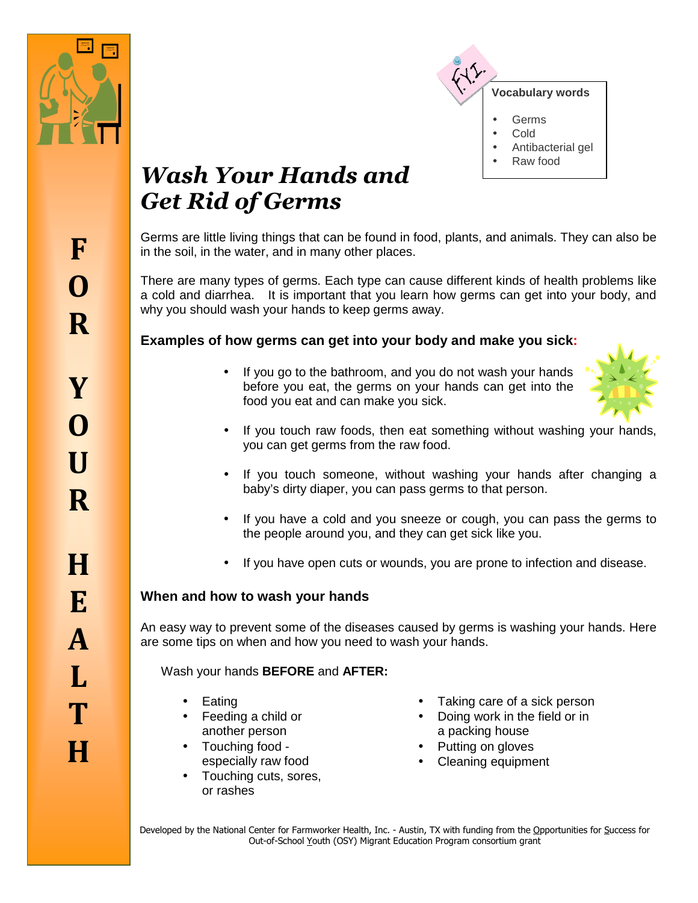FOR YOUR HEALTH

**Vocabulary words**

- Germs
- Cold
- Antibacterial gel
- Raw food

# *Wash Your Hands and Get Rid of Germs*

Germs are little living things that can be found in food, plants, and animals. They can also be in the soil, in the water, and in many other places.

There are many types of germs. Each type can cause different kinds of health problems like a cold and diarrhea. It is important that you learn how germs can get into your body, and why you should wash your hands to keep germs away.

### Examples of how germs can get into your body and make you sick:

- If you go to the bathroom, and you do not wash your hands before you eat, the germs on your hands can get into the food you eat and can make you sick.
- If you touch raw foods, then eat something without washing your hands, you can get germs from the raw food.
- If you touch someone, without washing your hands after changing a baby's dirty diaper, you can pass germs to that person.
- If you have a cold and you sneeze or cough, you can pass the germs to the people around you, and they can get sick like you.
- If you have open cuts or wounds, you are prone to infection and disease.

### When and how to wash your hands

An easy way to prevent some of the diseases caused by germs is washing your hands. Here are some tips on when and how you need to wash your hands.

Wash your hands **BEFORE** and **AFTER:**

- Eating
- Feeding a child or another person
- Touching food - especially raw food
- Touching cuts, sores, or rashes
- Taking care of a sick person
- Doing work in the field or in a packing house
- Putting on gloves
- Cleaning equipment

Developed by the National Center for Farmworker Health, Inc. - Austin, TX with funding from the Opportunities for Success for Out-of-School Youth (OSY) Migrant Education Program consortium grant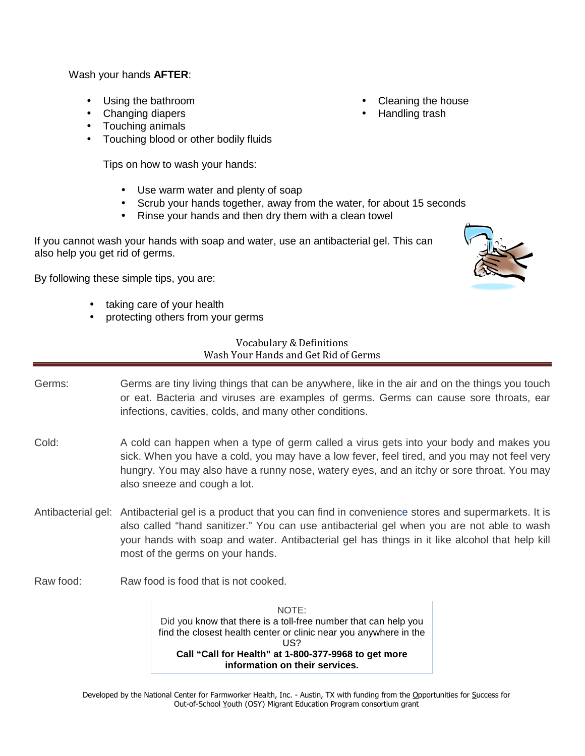Wash your hands **AFTER**:

- Using the bathroom
- Changing diapers
- Touching animals
- Touching blood or other bodily fluids
- Cleaning the house
- Handling trash

Tips on how to wash your hands:

- Use warm water and plenty of soap
- Scrub your hands together, away from the water, for about 15 seconds
- Rinse your hands and then dry them with a clean towel

If you cannot wash your hands with soap and water, use an antibacterial gel. This can also help you get rid of germs.

By following these simple tips, you are:

- taking care of your health
- protecting others from your germs

## Vocabulary & Definitions
## Wash Your Hands and Get Rid of Germs

Germs: Germs are tiny living things that can be anywhere, like in the air and on the things you touch or eat. Bacteria and viruses are examples of germs. Germs can cause sore throats, ear infections, cavities, colds, and many other conditions.

Cold: A cold can happen when a type of germ called a virus gets into your body and makes you sick. When you have a cold, you may have a low fever, feel tired, and you may not feel very hungry. You may also have a runny nose, watery eyes, and an itchy or sore throat. You may also sneeze and cough a lot.

Antibacterial gel: Antibacterial gel is a product that you can find in convenience stores and supermarkets. It is also called "hand sanitizer." You can use antibacterial gel when you are not able to wash your hands with soap and water. Antibacterial gel has things in it like alcohol that help kill most of the germs on your hands.

Raw food: Raw food is food that is not cooked.

NOTE:
Did you know that there is a toll-free number that can help you find the closest health center or clinic near you anywhere in the US?
**Call "Call for Health" at 1-800-377-9968 to get more information on their services.**

Developed by the National Center for Farmworker Health, Inc. - Austin, TX with funding from the Opportunities for Success for Out-of-School Youth (OSY) Migrant Education Program consortium grant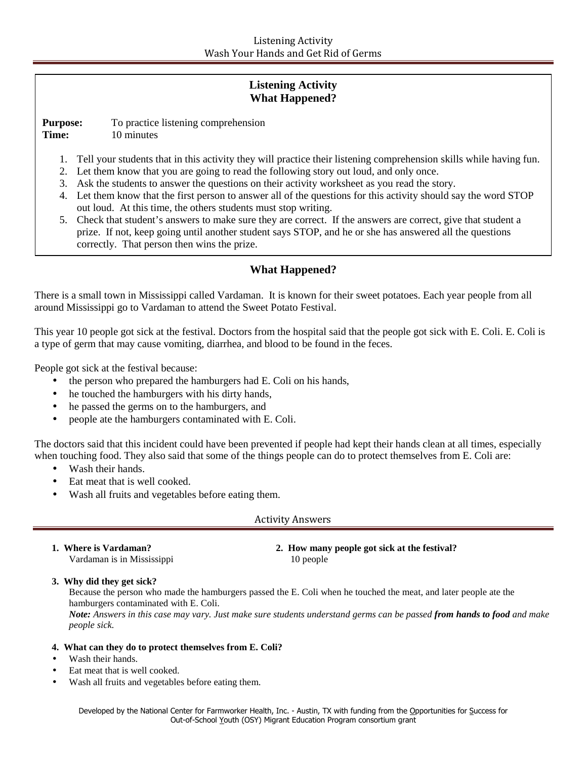## Listening Activity
## What Happened?

**Purpose:** To practice listening comprehension
**Time:** 10 minutes

1. Tell your students that in this activity they will practice their listening comprehension skills while having fun.
2. Let them know that you are going to read the following story out loud, and only once.
3. Ask the students to answer the questions on their activity worksheet as you read the story.
4. Let them know that the first person to answer all of the questions for this activity should say the word STOP out loud. At this time, the others students must stop writing.
5. Check that student's answers to make sure they are correct. If the answers are correct, give that student a prize. If not, keep going until another student says STOP, and he or she has answered all the questions correctly. That person then wins the prize.

## What Happened?

There is a small town in Mississippi called Vardaman. It is known for their sweet potatoes. Each year people from all around Mississippi go to Vardaman to attend the Sweet Potato Festival.

This year 10 people got sick at the festival. Doctors from the hospital said that the people got sick with E. Coli. E. Coli is a type of germ that may cause vomiting, diarrhea, and blood to be found in the feces.

People got sick at the festival because:

- the person who prepared the hamburgers had E. Coli on his hands,
- he touched the hamburgers with his dirty hands,
- he passed the germs on to the hamburgers, and
- people ate the hamburgers contaminated with E. Coli.

The doctors said that this incident could have been prevented if people had kept their hands clean at all times, especially when touching food. They also said that some of the things people can do to protect themselves from E. Coli are:

- Wash their hands.
- Eat meat that is well cooked.
- Wash all fruits and vegetables before eating them.

## Activity Answers

1. **Where is Vardaman?**
   Vardaman is in Mississippi

2. **How many people got sick at the festival?**
   10 people

3. **Why did they get sick?**
   Because the person who made the hamburgers passed the E. Coli when he touched the meat, and later people ate the hamburgers contaminated with E. Coli.
   ***Note:*** *Answers in this case may vary. Just make sure students understand germs can be passed* ***from hands to food*** *and make people sick.*

4. **What can they do to protect themselves from E. Coli?**

- Wash their hands.
- Eat meat that is well cooked.
- Wash all fruits and vegetables before eating them.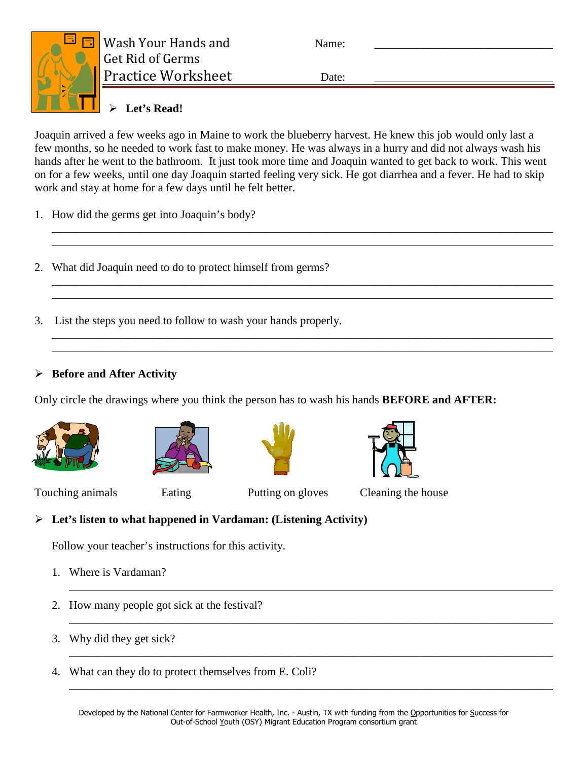# Wash Your Hands and Get Rid of Germs Practice Worksheet

Name: ______________________________

Date: ______________________________

- **Let's Read!**

Joaquin arrived a few weeks ago in Maine to work the blueberry harvest. He knew this job would only last a few months, so he needed to work fast to make money. He was always in a hurry and did not always wash his hands after he went to the bathroom. It just took more time and Joaquin wanted to get back to work. This went on for a few weeks, until one day Joaquin started feeling very sick. He got diarrhea and a fever. He had to skip work and stay at home for a few days until he felt better.

1. How did the germs get into Joaquin's body?

_______________________________________________________________________________
_______________________________________________________________________________

2. What did Joaquin need to do to protect himself from germs?

_______________________________________________________________________________
_______________________________________________________________________________

3. List the steps you need to follow to wash your hands properly.

_______________________________________________________________________________
_______________________________________________________________________________

- **Before and After Activity**

Only circle the drawings where you think the person has to wash his hands **BEFORE and AFTER:**

Touching animals    Eating    Putting on gloves    Cleaning the house

- **Let's listen to what happened in Vardaman: (Listening Activity)**

Follow your teacher's instructions for this activity.

1. Where is Vardaman?

_______________________________________________________________________________

2. How many people got sick at the festival?

_______________________________________________________________________________

3. Why did they get sick?

_______________________________________________________________________________

4. What can they do to protect themselves from E. Coli?

_______________________________________________________________________________

Developed by the National Center for Farmworker Health, Inc. - Austin, TX with funding from the Opportunities for Success for Out-of-School Youth (OSY) Migrant Education Program consortium grant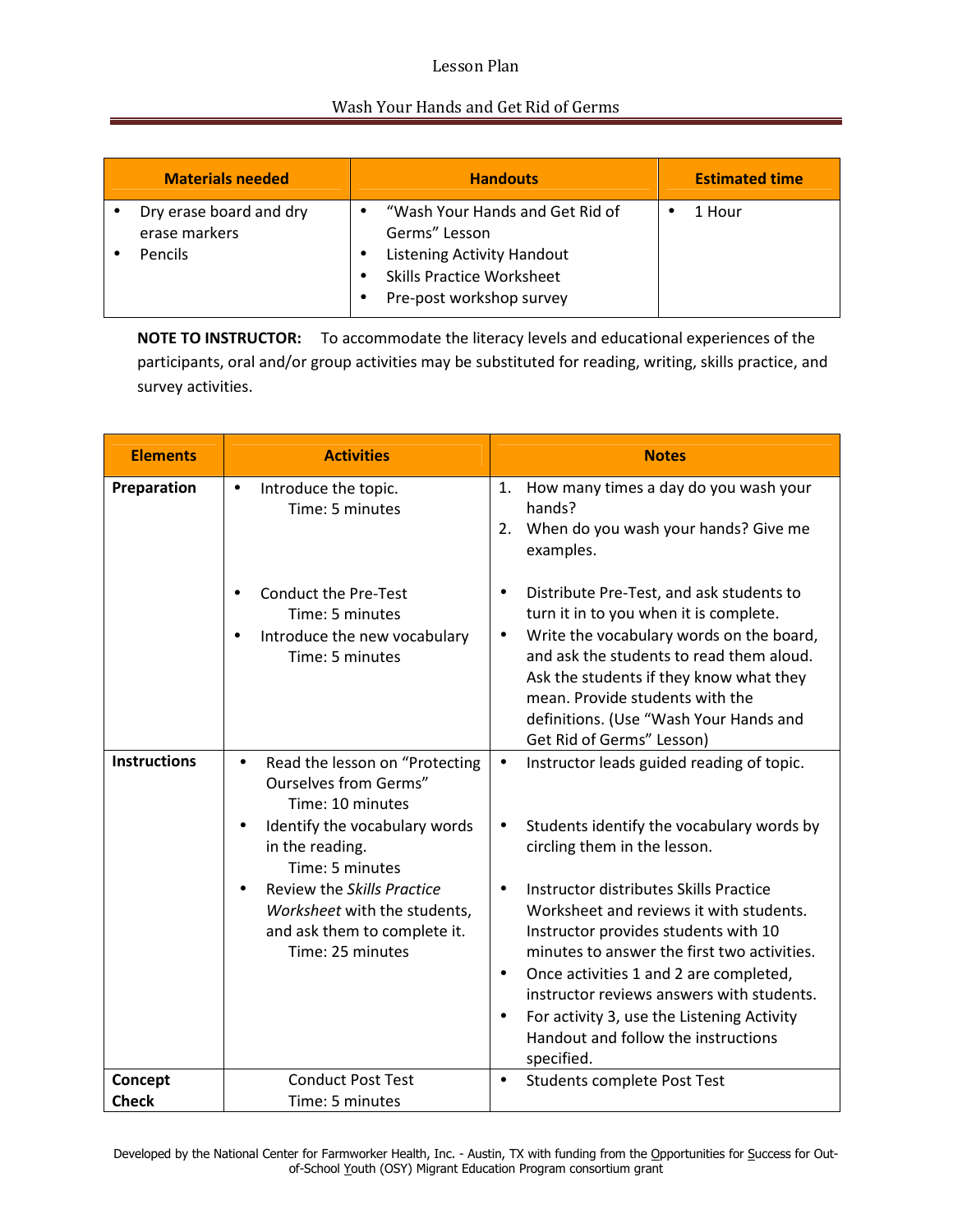# Lesson Plan

## Wash Your Hands and Get Rid of Germs

| Materials needed | Handouts | Estimated time |
|---|---|---|
| • Dry erase board and dry erase markers<br>• Pencils | • "Wash Your Hands and Get Rid of Germs" Lesson<br>• Listening Activity Handout<br>• Skills Practice Worksheet<br>• Pre-post workshop survey | • 1 Hour |

**NOTE TO INSTRUCTOR:** To accommodate the literacy levels and educational experiences of the participants, oral and/or group activities may be substituted for reading, writing, skills practice, and survey activities.

| Elements | Activities | Notes |
|---|---|---|
| **Preparation** | • Introduce the topic.<br>Time: 5 minutes<br><br>• Conduct the Pre-Test<br>Time: 5 minutes<br>• Introduce the new vocabulary<br>Time: 5 minutes | 1. How many times a day do you wash your hands?<br>2. When do you wash your hands? Give me examples.<br><br>• Distribute Pre-Test, and ask students to turn it in to you when it is complete.<br>• Write the vocabulary words on the board, and ask the students to read them aloud. Ask the students if they know what they mean. Provide students with the definitions. (Use "Wash Your Hands and Get Rid of Germs" Lesson) |
| **Instructions** | • Read the lesson on "Protecting Ourselves from Germs"<br>Time: 10 minutes<br>• Identify the vocabulary words in the reading.<br>Time: 5 minutes<br>• Review the *Skills Practice Worksheet* with the students, and ask them to complete it.<br>Time: 25 minutes | • Instructor leads guided reading of topic.<br><br>• Students identify the vocabulary words by circling them in the lesson.<br><br>• Instructor distributes Skills Practice Worksheet and reviews it with students. Instructor provides students with 10 minutes to answer the first two activities.<br>• Once activities 1 and 2 are completed, instructor reviews answers with students.<br>• For activity 3, use the Listening Activity Handout and follow the instructions specified. |
| **Concept Check** | Conduct Post Test<br>Time: 5 minutes | • Students complete Post Test |

Developed by the National Center for Farmworker Health, Inc. - Austin, TX with funding from the Opportunities for Success for Out-of-School Youth (OSY) Migrant Education Program consortium grant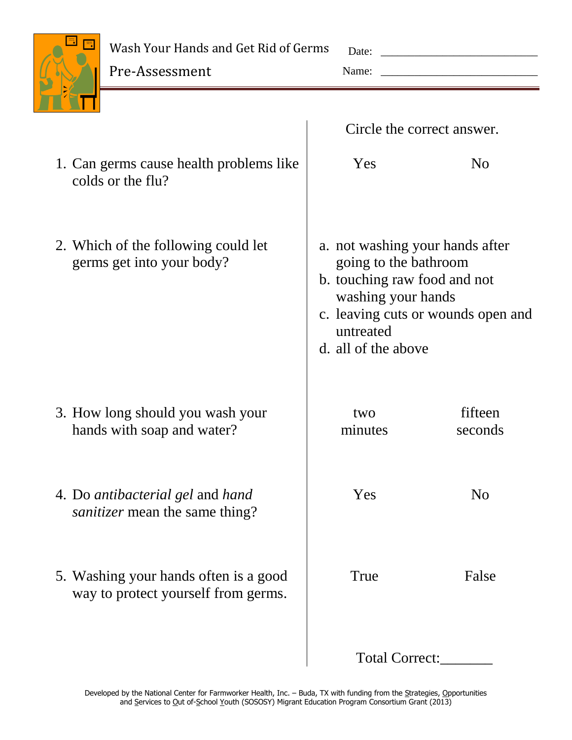# Wash Your Hands and Get Rid of Germs

## Pre-Assessment

Date: ___________________________

Name: ___________________________

| | Circle the correct answer. | |
|---|---|---|
| 1. Can germs cause health problems like colds or the flu? | Yes | No |
| 2. Which of the following could let germs get into your body? | a. not washing your hands after going to the bathroom<br>b. touching raw food and not washing your hands<br>c. leaving cuts or wounds open and untreated<br>d. all of the above | |
| 3. How long should you wash your hands with soap and water? | two minutes | fifteen seconds |
| 4. Do *antibacterial gel* and *hand sanitizer* mean the same thing? | Yes | No |
| 5. Washing your hands often is a good way to protect yourself from germs. | True | False |

Total Correct:_______

Developed by the National Center for Farmworker Health, Inc. – Buda, TX with funding from the Strategies, Opportunities and Services to Out of-School Youth (SOSOSY) Migrant Education Program Consortium Grant (2013)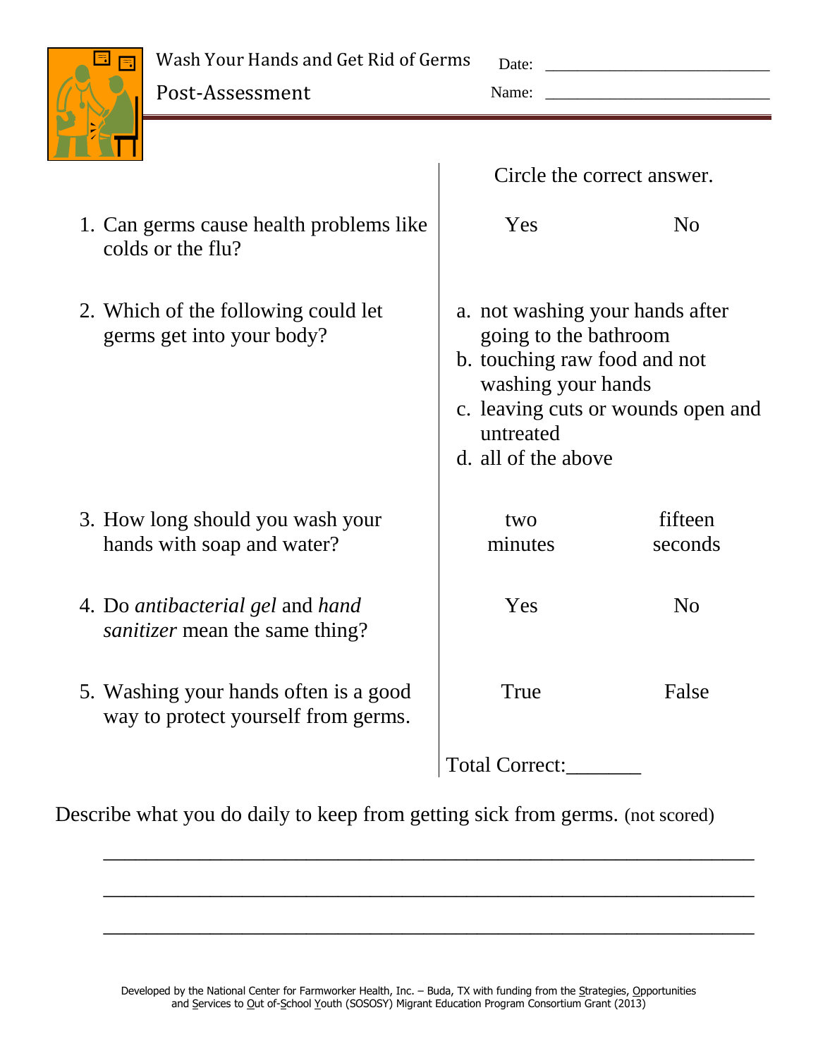# Wash Your Hands and Get Rid of Germs

## Post-Assessment

Date: ___________________________

Name: ___________________________

| | Circle the correct answer. | |
|---|---|---|
| 1. Can germs cause health problems like colds or the flu? | Yes | No |
| 2. Which of the following could let germs get into your body? | a. not washing your hands after going to the bathroom<br>b. touching raw food and not washing your hands<br>c. leaving cuts or wounds open and untreated<br>d. all of the above | |
| 3. How long should you wash your hands with soap and water? | two minutes | fifteen seconds |
| 4. Do *antibacterial gel* and *hand sanitizer* mean the same thing? | Yes | No |
| 5. Washing your hands often is a good way to protect yourself from germs. | True | False |
| | Total Correct:_______ | |

Describe what you do daily to keep from getting sick from germs. (not scored)

_______________________________________________________________

_______________________________________________________________

_______________________________________________________________

Developed by the National Center for Farmworker Health, Inc. – Buda, TX with funding from the Strategies, Opportunities and Services to Out of-School Youth (SOSOSY) Migrant Education Program Consortium Grant (2013)